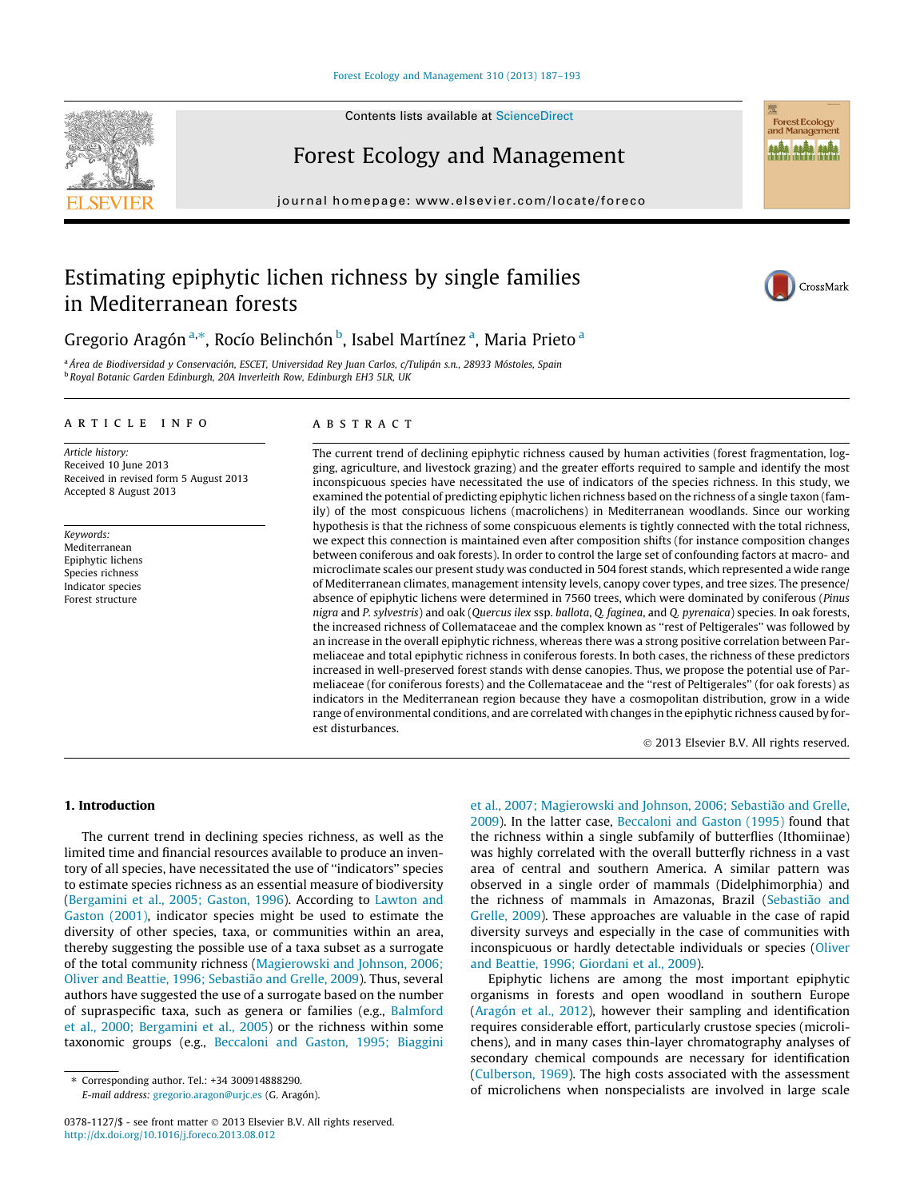# Estimating epiphytic lichen richness by single families in Mediterranean forests

Gregorio Aragón [a,*], Rocío Belinchón [b], Isabel Martínez [a], Maria Prieto [a]

[a] Área de Biodiversidad y Conservación, ESCET, Universidad Rey Juan Carlos, c/Tulipán s.n., 28933 Móstoles, Spain
[b] Royal Botanic Garden Edinburgh, 20A Inverleith Row, Edinburgh EH3 5LR, UK

## ARTICLE INFO

*Article history:*
Received 10 June 2013
Received in revised form 5 August 2013
Accepted 8 August 2013

*Keywords:*
Mediterranean
Epiphytic lichens
Species richness
Indicator species
Forest structure

## ABSTRACT

The current trend of declining epiphytic richness caused by human activities (forest fragmentation, logging, agriculture, and livestock grazing) and the greater efforts required to sample and identify the most inconspicuous species have necessitated the use of indicators of the species richness. In this study, we examined the potential of predicting epiphytic lichen richness based on the richness of a single taxon (family) of the most conspicuous lichens (macrolichens) in Mediterranean woodlands. Since our working hypothesis is that the richness of some conspicuous elements is tightly connected with the total richness, we expect this connection is maintained even after composition shifts (for instance composition changes between coniferous and oak forests). In order to control the large set of confounding factors at macro- and microclimate scales our present study was conducted in 504 forest stands, which represented a wide range of Mediterranean climates, management intensity levels, canopy cover types, and tree sizes. The presence/absence of epiphytic lichens were determined in 7560 trees, which were dominated by coniferous (*Pinus nigra* and *P. sylvestris*) and oak (*Quercus ilex* ssp. *ballota*, *Q. faginea*, and *Q. pyrenaica*) species. In oak forests, the increased richness of Collemataceae and the complex known as "rest of Peltigerales" was followed by an increase in the overall epiphytic richness, whereas there was a strong positive correlation between Parmeliaceae and total epiphytic richness in coniferous forests. In both cases, the richness of these predictors increased in well-preserved forest stands with dense canopies. Thus, we propose the potential use of Parmeliaceae (for coniferous forests) and the Collemataceae and the "rest of Peltigerales" (for oak forests) as indicators in the Mediterranean region because they have a cosmopolitan distribution, grow in a wide range of environmental conditions, and are correlated with changes in the epiphytic richness caused by forest disturbances.

© 2013 Elsevier B.V. All rights reserved.

## 1. Introduction

The current trend in declining species richness, as well as the limited time and financial resources available to produce an inventory of all species, have necessitated the use of "indicators" species to estimate species richness as an essential measure of biodiversity (Bergamini et al., 2005; Gaston, 1996). According to Lawton and Gaston (2001), indicator species might be used to estimate the diversity of other species, taxa, or communities within an area, thereby suggesting the possible use of a taxa subset as a surrogate of the total community richness (Magierowski and Johnson, 2006; Oliver and Beattie, 1996; Sebastião and Grelle, 2009). Thus, several authors have suggested the use of a surrogate based on the number of supraspecific taxa, such as genera or families (e.g., Balmford et al., 2000; Bergamini et al., 2005) or the richness within some taxonomic groups (e.g., Beccaloni and Gaston, 1995; Biaggini et al., 2007; Magierowski and Johnson, 2006; Sebastião and Grelle, 2009). In the latter case, Beccaloni and Gaston (1995) found that the richness within a single subfamily of butterflies (Ithomiinae) was highly correlated with the overall butterfly richness in a vast area of central and southern America. A similar pattern was observed in a single order of mammals (Didelphimorphia) and the richness of mammals in Amazonas, Brazil (Sebastião and Grelle, 2009). These approaches are valuable in the case of rapid diversity surveys and especially in the case of communities with inconspicuous or hardly detectable individuals or species (Oliver and Beattie, 1996; Giordani et al., 2009).

Epiphytic lichens are among the most important epiphytic organisms in forests and open woodland in southern Europe (Aragón et al., 2012), however their sampling and identification requires considerable effort, particularly crustose species (microlichens), and in many cases thin-layer chromatography analyses of secondary chemical compounds are necessary for identification (Culberson, 1969). The high costs associated with the assessment of microlichens when nonspecialists are involved in large scale

* Corresponding author. Tel.: +34 300914888290.
E-mail address: gregorio.aragon@urjc.es (G. Aragón).

0378-1127/$ - see front matter © 2013 Elsevier B.V. All rights reserved.
http://dx.doi.org/10.1016/j.foreco.2013.08.012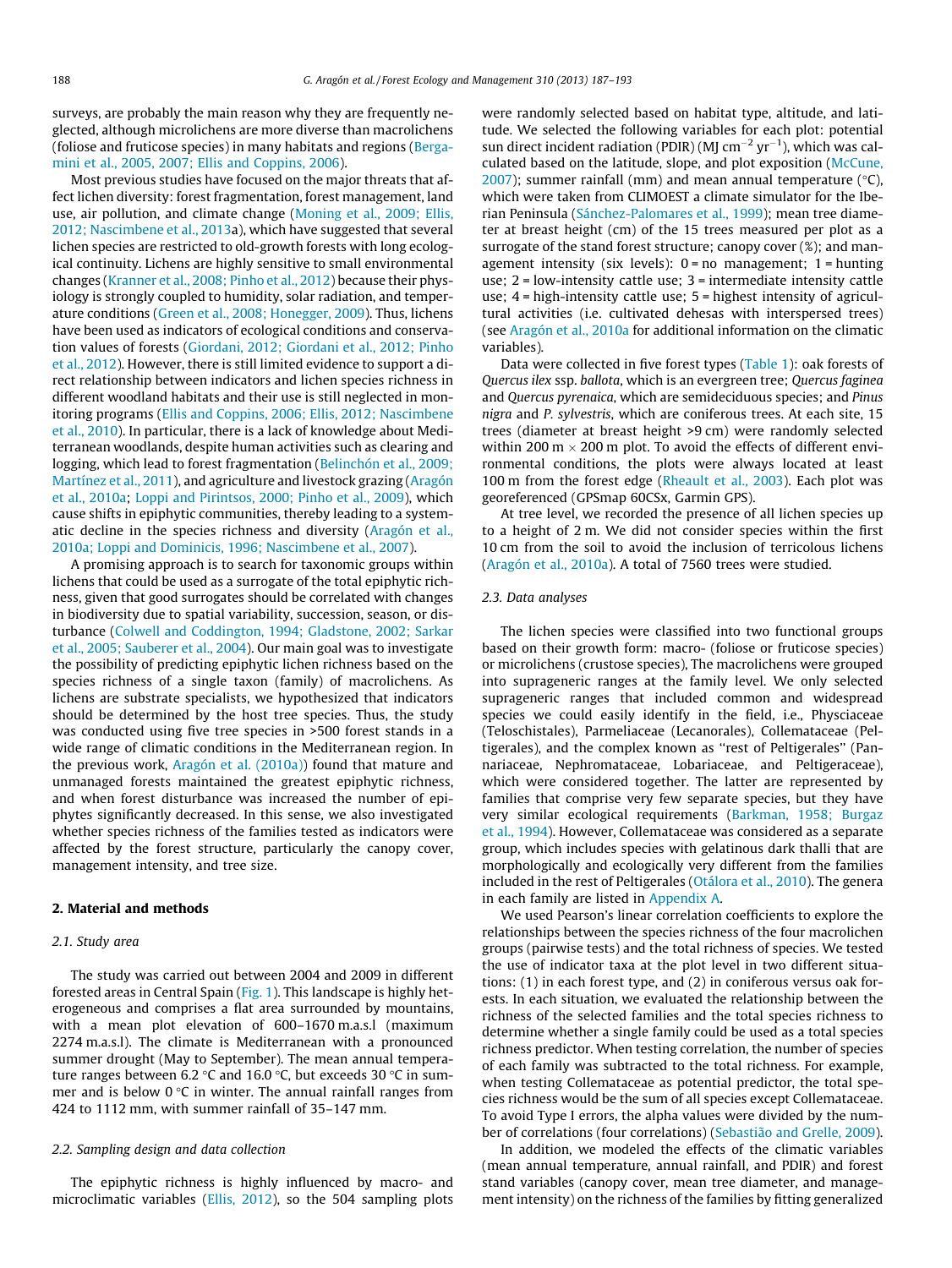surveys, are probably the main reason why they are frequently neglected, although microlichens are more diverse than macrolichens (foliose and fruticose species) in many habitats and regions (Bergamini et al., 2005, 2007; Ellis and Coppins, 2006).

Most previous studies have focused on the major threats that affect lichen diversity: forest fragmentation, forest management, land use, air pollution, and climate change (Moning et al., 2009; Ellis, 2012; Nascimbene et al., 2013a), which have suggested that several lichen species are restricted to old-growth forests with long ecological continuity. Lichens are highly sensitive to small environmental changes (Kranner et al., 2008; Pinho et al., 2012) because their physiology is strongly coupled to humidity, solar radiation, and temperature conditions (Green et al., 2008; Honegger, 2009). Thus, lichens have been used as indicators of ecological conditions and conservation values of forests (Giordani, 2012; Giordani et al., 2012; Pinho et al., 2012). However, there is still limited evidence to support a direct relationship between indicators and lichen species richness in different woodland habitats and their use is still neglected in monitoring programs (Ellis and Coppins, 2006; Ellis, 2012; Nascimbene et al., 2010). In particular, there is a lack of knowledge about Mediterranean woodlands, despite human activities such as clearing and logging, which lead to forest fragmentation (Belinchón et al., 2009; Martínez et al., 2011), and agriculture and livestock grazing (Aragón et al., 2010a; Loppi and Pirintsos, 2000; Pinho et al., 2009), which cause shifts in epiphytic communities, thereby leading to a systematic decline in the species richness and diversity (Aragón et al., 2010a; Loppi and Dominicis, 1996; Nascimbene et al., 2007).

A promising approach is to search for taxonomic groups within lichens that could be used as a surrogate of the total epiphytic richness, given that good surrogates should be correlated with changes in biodiversity due to spatial variability, succession, season, or disturbance (Colwell and Coddington, 1994; Gladstone, 2002; Sarkar et al., 2005; Sauberer et al., 2004). Our main goal was to investigate the possibility of predicting epiphytic lichen richness based on the species richness of a single taxon (family) of macrolichens. As lichens are substrate specialists, we hypothesized that indicators should be determined by the host tree species. Thus, the study was conducted using five tree species in >500 forest stands in a wide range of climatic conditions in the Mediterranean region. In the previous work, Aragón et al. (2010a)) found that mature and unmanaged forests maintained the greatest epiphytic richness, and when forest disturbance was increased the number of epiphytes significantly decreased. In this sense, we also investigated whether species richness of the families tested as indicators were affected by the forest structure, particularly the canopy cover, management intensity, and tree size.

## 2. Material and methods

### 2.1. Study area

The study was carried out between 2004 and 2009 in different forested areas in Central Spain (Fig. 1). This landscape is highly heterogeneous and comprises a flat area surrounded by mountains, with a mean plot elevation of 600–1670 m.a.s.l (maximum 2274 m.a.s.l). The climate is Mediterranean with a pronounced summer drought (May to September). The mean annual temperature ranges between 6.2 °C and 16.0 °C, but exceeds 30 °C in summer and is below 0 °C in winter. The annual rainfall ranges from 424 to 1112 mm, with summer rainfall of 35–147 mm.

### 2.2. Sampling design and data collection

The epiphytic richness is highly influenced by macro- and microclimatic variables (Ellis, 2012), so the 504 sampling plots were randomly selected based on habitat type, altitude, and latitude. We selected the following variables for each plot: potential sun direct incident radiation (PDIR) (MJ $cm^{-2}$ $yr^{-1}$), which was calculated based on the latitude, slope, and plot exposition (McCune, 2007); summer rainfall (mm) and mean annual temperature (°C), which were taken from CLIMOEST a climate simulator for the Iberian Peninsula (Sánchez-Palomares et al., 1999); mean tree diameter at breast height (cm) of the 15 trees measured per plot as a surrogate of the stand forest structure; canopy cover (%); and management intensity (six levels): 0 = no management; 1 = hunting use; 2 = low-intensity cattle use; 3 = intermediate intensity cattle use; 4 = high-intensity cattle use; 5 = highest intensity of agricultural activities (i.e. cultivated dehesas with interspersed trees) (see Aragón et al., 2010a for additional information on the climatic variables).

Data were collected in five forest types (Table 1): oak forests of *Quercus ilex* ssp. *ballota*, which is an evergreen tree; *Quercus faginea* and *Quercus pyrenaica*, which are semideciduous species; and *Pinus nigra* and *P. sylvestris*, which are coniferous trees. At each site, 15 trees (diameter at breast height >9 cm) were randomly selected within 200 m × 200 m plot. To avoid the effects of different environmental conditions, the plots were always located at least 100 m from the forest edge (Rheault et al., 2003). Each plot was georeferenced (GPSmap 60CSx, Garmin GPS).

At tree level, we recorded the presence of all lichen species up to a height of 2 m. We did not consider species within the first 10 cm from the soil to avoid the inclusion of terricolous lichens (Aragón et al., 2010a). A total of 7560 trees were studied.

### 2.3. Data analyses

The lichen species were classified into two functional groups based on their growth form: macro- (foliose or fruticose species) or microlichens (crustose species), The macrolichens were grouped into suprageneric ranges at the family level. We only selected suprageneric ranges that included common and widespread species we could easily identify in the field, i.e., Physciaceae (Teloschistales), Parmeliaceae (Lecanorales), Collemataceae (Peltigerales), and the complex known as ''rest of Peltigerales'' (Pannariaceae, Nephromataceae, Lobariaceae, and Peltigeraceae), which were considered together. The latter are represented by families that comprise very few separate species, but they have very similar ecological requirements (Barkman, 1958; Burgaz et al., 1994). However, Collemataceae was considered as a separate group, which includes species with gelatinous dark thalli that are morphologically and ecologically very different from the families included in the rest of Peltigerales (Otálora et al., 2010). The genera in each family are listed in Appendix A.

We used Pearson's linear correlation coefficients to explore the relationships between the species richness of the four macrolichen groups (pairwise tests) and the total richness of species. We tested the use of indicator taxa at the plot level in two different situations: (1) in each forest type, and (2) in coniferous versus oak forests. In each situation, we evaluated the relationship between the richness of the selected families and the total species richness to determine whether a single family could be used as a total species richness predictor. When testing correlation, the number of species of each family was subtracted to the total richness. For example, when testing Collemataceae as potential predictor, the total species richness would be the sum of all species except Collemataceae. To avoid Type I errors, the alpha values were divided by the number of correlations (four correlations) (Sebastião and Grelle, 2009).

In addition, we modeled the effects of the climatic variables (mean annual temperature, annual rainfall, and PDIR) and forest stand variables (canopy cover, mean tree diameter, and management intensity) on the richness of the families by fitting generalized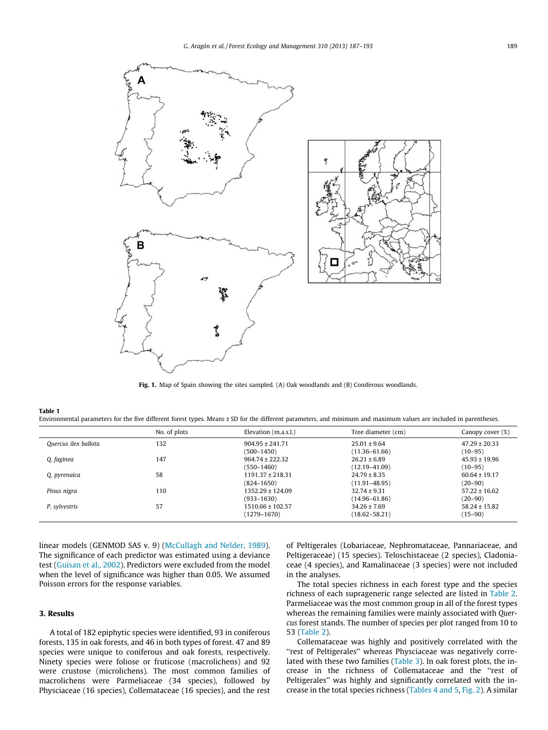Fig. 1. Map of Spain showing the sites sampled. (A) Oak woodlands and (B) Coniferous woodlands.

**Table 1**
Environmental parameters for the five different forest types. Means ± SD for the different parameters, and minimum and maximum values are included in parentheses.

| | No. of plots | Elevation (m.a.s.l.) | Tree diameter (cm) | Canopy cover (%) |
|---|---|---|---|---|
| *Quercus ilex ballota* | 132 | 904.95 ± 241.71 (500–1450) | 25.01 ± 9.64 (11.36–61.66) | 47.29 ± 20.33 (10–95) |
| *Q. faginea* | 147 | 964.74 ± 222.32 (550–1460) | 26.21 ± 6.89 (12.19–41.09) | 45.93 ± 19.96 (10–95) |
| *Q. pyrenaica* | 58 | 1191.37 ± 218.31 (824–1650) | 24.79 ± 8.35 (11.91–48.95) | 60.64 ± 19.17 (20–90) |
| *Pinus nigra* | 110 | 1352.29 ± 124.09 (933–1630) | 32.74 ± 9.31 (14.96–61.86) | 57.22 ± 16.62 (20–90) |
| *P. sylvestris* | 57 | 1510.66 ± 102.57 (1279–1670) | 34.26 ± 7.69 (18.62–58.21) | 58.24 ± 15.82 (15–90) |

linear models (GENMOD SAS v. 9) (McCullagh and Nelder, 1989). The significance of each predictor was estimated using a deviance test (Guisan et al., 2002). Predictors were excluded from the model when the level of significance was higher than 0.05. We assumed Poisson errors for the response variables.

## 3. Results

A total of 182 epiphytic species were identified, 93 in coniferous forests, 135 in oak forests, and 46 in both types of forest. 47 and 89 species were unique to coniferous and oak forests, respectively. Ninety species were foliose or fruticose (macrolichens) and 92 were crustose (microlichens). The most common families of macrolichens were Parmeliaceae (34 species), followed by Physciaceae (16 species), Collemataceae (16 species), and the rest of Peltigerales (Lobariaceae, Nephromataceae, Pannariaceae, and Peltigeraceae) (15 species). Teloschistaceae (2 species), Cladoniaceae (4 species), and Ramalinaceae (3 species) were not included in the analyses.

The total species richness in each forest type and the species richness of each suprageneric range selected are listed in Table 2. Parmeliaceae was the most common group in all of the forest types whereas the remaining families were mainly associated with *Quercus* forest stands. The number of species per plot ranged from 10 to 53 (Table 2).

Collemataceae was highly and positively correlated with the "rest of Peltigerales" whereas Physciaceae was negatively correlated with these two families (Table 3). In oak forest plots, the increase in the richness of Collemataceae and the "rest of Peltigerales" was highly and significantly correlated with the increase in the total species richness (Tables 4 and 5, Fig. 2). A similar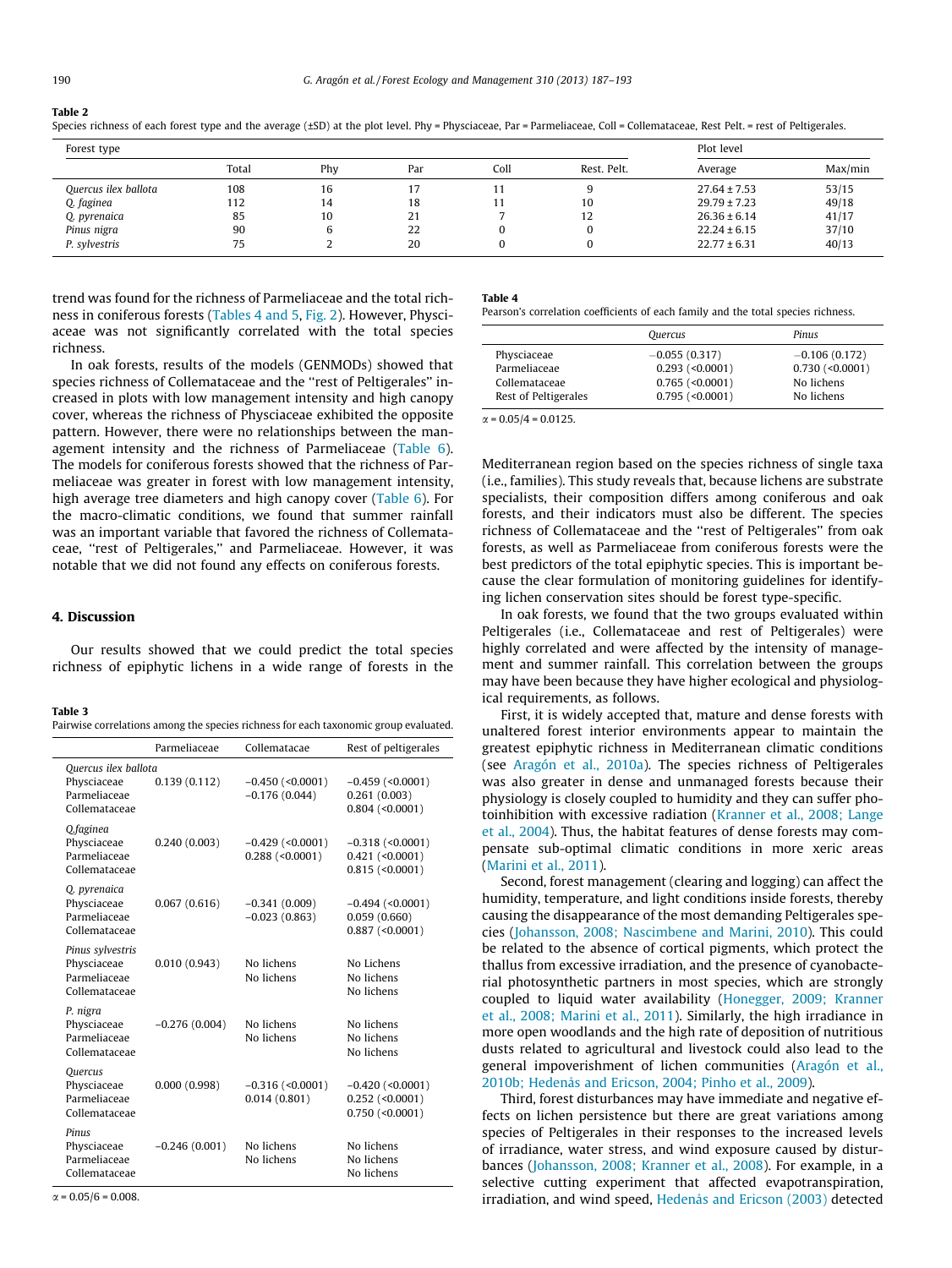**Table 2**
Species richness of each forest type and the average (±SD) at the plot level. Phy = Physciaceae, Par = Parmeliaceae, Coll = Collemataceae, Rest Pelt. = rest of Peltigerales.

| Forest type | | | | | | Plot level | |
|---|---|---|---|---|---|---|---|
| | Total | Phy | Par | Coll | Rest. Pelt. | Average | Max/min |
| *Quercus ilex ballota* | 108 | 16 | 17 | 11 | 9 | 27.64 ± 7.53 | 53/15 |
| *Q. faginea* | 112 | 14 | 18 | 11 | 10 | 29.79 ± 7.23 | 49/18 |
| *Q. pyrenaica* | 85 | 10 | 21 | 7 | 12 | 26.36 ± 6.14 | 41/17 |
| *Pinus nigra* | 90 | 6 | 22 | 0 | 0 | 22.24 ± 6.15 | 37/10 |
| *P. sylvestris* | 75 | 2 | 20 | 0 | 0 | 22.77 ± 6.31 | 40/13 |

trend was found for the richness of Parmeliaceae and the total richness in coniferous forests (Tables 4 and 5, Fig. 2). However, Physciaceae was not significantly correlated with the total species richness.

In oak forests, results of the models (GENMODs) showed that species richness of Collemataceae and the ''rest of Peltigerales'' increased in plots with low management intensity and high canopy cover, whereas the richness of Physciaceae exhibited the opposite pattern. However, there were no relationships between the management intensity and the richness of Parmeliaceae (Table 6). The models for coniferous forests showed that the richness of Parmeliaceae was greater in forest with low management intensity, high average tree diameters and high canopy cover (Table 6). For the macro-climatic conditions, we found that summer rainfall was an important variable that favored the richness of Collemataceae, ''rest of Peltigerales,'' and Parmeliaceae. However, it was notable that we did not found any effects on coniferous forests.

## 4. Discussion

Our results showed that we could predict the total species richness of epiphytic lichens in a wide range of forests in the Mediterranean region based on the species richness of single taxa (i.e., families). This study reveals that, because lichens are substrate specialists, their composition differs among coniferous and oak forests, and their indicators must also be different. The species richness of Collemataceae and the ''rest of Peltigerales'' from oak forests, as well as Parmeliaceae from coniferous forests were the best predictors of the total epiphytic species. This is important because the clear formulation of monitoring guidelines for identifying lichen conservation sites should be forest type-specific.

**Table 3**
Pairwise correlations among the species richness for each taxonomic group evaluated.

| | Parmeliaceae | Collematacae | Rest of peltigerales |
|---|---|---|---|
| *Quercus ilex ballota* | | | |
| Physciaceae | 0.139 (0.112) | −0.450 (<0.0001) | −0.459 (<0.0001) |
| Parmeliaceae | | −0.176 (0.044) | 0.261 (0.003) |
| Collemataceae | | | 0.804 (<0.0001) |
| *Q.faginea* | | | |
| Physciaceae | 0.240 (0.003) | −0.429 (<0.0001) | −0.318 (<0.0001) |
| Parmeliaceae | | 0.288 (<0.0001) | 0.421 (<0.0001) |
| Collemataceae | | | 0.815 (<0.0001) |
| *Q. pyrenaica* | | | |
| Physciaceae | 0.067 (0.616) | −0.341 (0.009) | −0.494 (<0.0001) |
| Parmeliaceae | | −0.023 (0.863) | 0.059 (0.660) |
| Collemataceae | | | 0.887 (<0.0001) |
| *Pinus sylvestris* | | | |
| Physciaceae | 0.010 (0.943) | No lichens | No Lichens |
| Parmeliaceae | | No lichens | No lichens |
| Collemataceae | | | No lichens |
| *P. nigra* | | | |
| Physciaceae | −0.276 (0.004) | No lichens | No lichens |
| Parmeliaceae | | No lichens | No lichens |
| Collemataceae | | | No lichens |
| *Quercus* | | | |
| Physciaceae | 0.000 (0.998) | −0.316 (<0.0001) | −0.420 (<0.0001) |
| Parmeliaceae | | 0.014 (0.801) | 0.252 (<0.0001) |
| Collemataceae | | | 0.750 (<0.0001) |
| *Pinus* | | | |
| Physciaceae | −0.246 (0.001) | No lichens | No lichens |
| Parmeliaceae | | No lichens | No lichens |
| Collemataceae | | | No lichens |

$\alpha = 0.05/6 = 0.008$.

**Table 4**
Pearson's correlation coefficients of each family and the total species richness.

| | *Quercus* | *Pinus* |
|---|---|---|
| Physciaceae | −0.055 (0.317) | −0.106 (0.172) |
| Parmeliaceae | 0.293 (<0.0001) | 0.730 (<0.0001) |
| Collemataceae | 0.765 (<0.0001) | No lichens |
| Rest of Peltigerales | 0.795 (<0.0001) | No lichens |

$\alpha = 0.05/4 = 0.0125$.

In oak forests, we found that the two groups evaluated within Peltigerales (i.e., Collemataceae and rest of Peltigerales) were highly correlated and were affected by the intensity of management and summer rainfall. This correlation between the groups may have been because they have higher ecological and physiological requirements, as follows.

First, it is widely accepted that, mature and dense forests with unaltered forest interior environments appear to maintain the greatest epiphytic richness in Mediterranean climatic conditions (see Aragón et al., 2010a). The species richness of Peltigerales was also greater in dense and unmanaged forests because their physiology is closely coupled to humidity and they can suffer photoinhibition with excessive radiation (Kranner et al., 2008; Lange et al., 2004). Thus, the habitat features of dense forests may compensate sub-optimal climatic conditions in more xeric areas (Marini et al., 2011).

Second, forest management (clearing and logging) can affect the humidity, temperature, and light conditions inside forests, thereby causing the disappearance of the most demanding Peltigerales species (Johansson, 2008; Nascimbene and Marini, 2010). This could be related to the absence of cortical pigments, which protect the thallus from excessive irradiation, and the presence of cyanobacterial photosynthetic partners in most species, which are strongly coupled to liquid water availability (Honegger, 2009; Kranner et al., 2008; Marini et al., 2011). Similarly, the high irradiance in more open woodlands and the high rate of deposition of nutritious dusts related to agricultural and livestock could also lead to the general impoverishment of lichen communities (Aragón et al., 2010b; Hedenås and Ericson, 2004; Pinho et al., 2009).

Third, forest disturbances may have immediate and negative effects on lichen persistence but there are great variations among species of Peltigerales in their responses to the increased levels of irradiance, water stress, and wind exposure caused by disturbances (Johansson, 2008; Kranner et al., 2008). For example, in a selective cutting experiment that affected evapotranspiration, irradiation, and wind speed, Hedenås and Ericson (2003) detected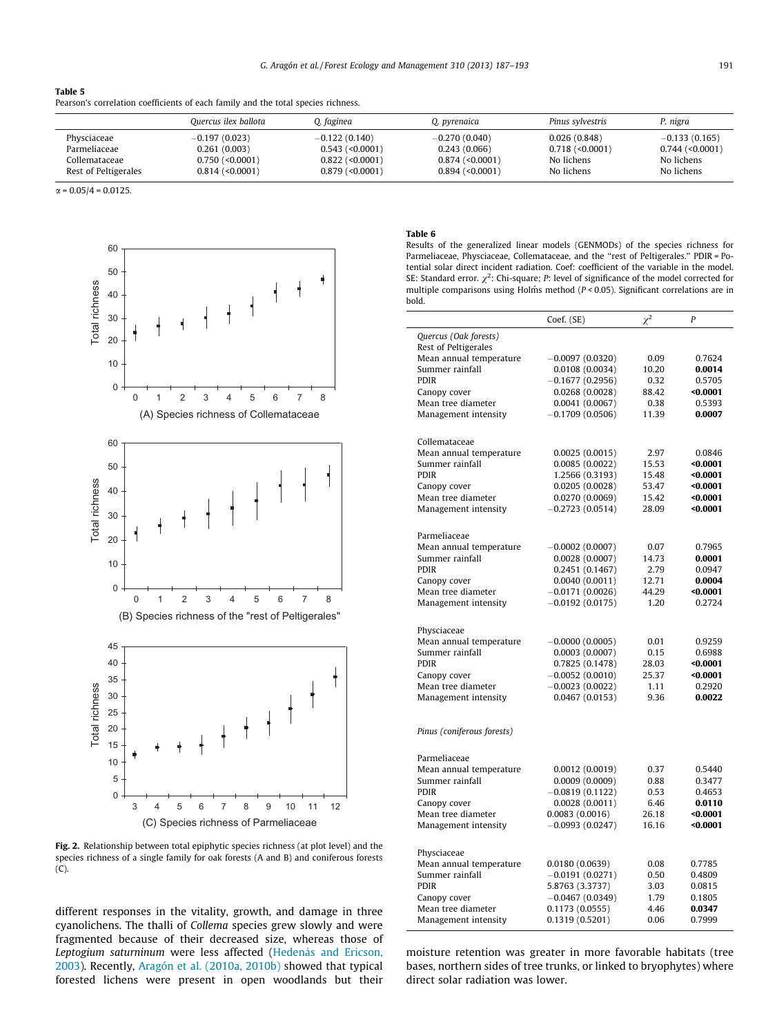**Table 5**
Pearson's correlation coefficients of each family and the total species richness.

| | *Quercus ilex ballota* | *Q. faginea* | *Q. pyrenaica* | *Pinus sylvestris* | *P. nigra* |
|---|---|---|---|---|---|
| Physciaceae | −0.197 (0.023) | −0.122 (0.140) | −0.270 (0.040) | 0.026 (0.848) | −0.133 (0.165) |
| Parmeliaceae | 0.261 (0.003) | 0.543 (<0.0001) | 0.243 (0.066) | 0.718 (<0.0001) | 0.744 (<0.0001) |
| Collemataceae | 0.750 (<0.0001) | 0.822 (<0.0001) | 0.874 (<0.0001) | No lichens | No lichens |
| Rest of Peltigerales | 0.814 (<0.0001) | 0.879 (<0.0001) | 0.894 (<0.0001) | No lichens | No lichens |

$\alpha = 0.05/4 = 0.0125$.

**Fig. 2.** Relationship between total epiphytic species richness (at plot level) and the species richness of a single family for oak forests (A and B) and coniferous forests (C).

**Table 6**
Results of the generalized linear models (GENMODs) of the species richness for Parmeliaceae, Physciaceae, Collemataceae, and the "rest of Peltigerales." PDIR = Potential solar direct incident radiation. Coef: coefficient of the variable in the model. SE: Standard error. $\chi^2$: Chi-square; *P*: level of significance of the model corrected for multiple comparisons using Holm's method ($P < 0.05$). Significant correlations are in bold.

| | Coef. (SE) | $\chi^2$ | *P* |
|---|---|---|---|
| *Quercus (Oak forests)* | | | |
| Rest of Peltigerales | | | |
| Mean annual temperature | −0.0097 (0.0320) | 0.09 | 0.7624 |
| Summer rainfall | 0.0108 (0.0034) | 10.20 | **0.0014** |
| PDIR | −0.1677 (0.2956) | 0.32 | 0.5705 |
| Canopy cover | 0.0268 (0.0028) | 88.42 | **<0.0001** |
| Mean tree diameter | 0.0041 (0.0067) | 0.38 | 0.5393 |
| Management intensity | −0.1709 (0.0506) | 11.39 | **0.0007** |
| Collemataceae | | | |
| Mean annual temperature | 0.0025 (0.0015) | 2.97 | 0.0846 |
| Summer rainfall | 0.0085 (0.0022) | 15.53 | **<0.0001** |
| PDIR | 1.2566 (0.3193) | 15.48 | **<0.0001** |
| Canopy cover | 0.0205 (0.0028) | 53.47 | **<0.0001** |
| Mean tree diameter | 0.0270 (0.0069) | 15.42 | **<0.0001** |
| Management intensity | −0.2723 (0.0514) | 28.09 | **<0.0001** |
| Parmeliaceae | | | |
| Mean annual temperature | −0.0002 (0.0007) | 0.07 | 0.7965 |
| Summer rainfall | 0.0028 (0.0007) | 14.73 | **0.0001** |
| PDIR | 0.2451 (0.1467) | 2.79 | 0.0947 |
| Canopy cover | 0.0040 (0.0011) | 12.71 | **0.0004** |
| Mean tree diameter | −0.0171 (0.0026) | 44.29 | **<0.0001** |
| Management intensity | −0.0192 (0.0175) | 1.20 | 0.2724 |
| Physciaceae | | | |
| Mean annual temperature | −0.0000 (0.0005) | 0.01 | 0.9259 |
| Summer rainfall | 0.0003 (0.0007) | 0.15 | 0.6988 |
| PDIR | 0.7825 (0.1478) | 28.03 | **<0.0001** |
| Canopy cover | −0.0052 (0.0010) | 25.37 | **<0.0001** |
| Mean tree diameter | −0.0023 (0.0022) | 1.11 | 0.2920 |
| Management intensity | 0.0467 (0.0153) | 9.36 | **0.0022** |
| *Pinus (coniferous forests)* | | | |
| Parmeliaceae | | | |
| Mean annual temperature | 0.0012 (0.0019) | 0.37 | 0.5440 |
| Summer rainfall | 0.0009 (0.0009) | 0.88 | 0.3477 |
| PDIR | −0.0819 (0.1122) | 0.53 | 0.4653 |
| Canopy cover | 0.0028 (0.0011) | 6.46 | **0.0110** |
| Mean tree diameter | 0.0083 (0.0016) | 26.18 | **<0.0001** |
| Management intensity | −0.0993 (0.0247) | 16.16 | **<0.0001** |
| Physciaceae | | | |
| Mean annual temperature | 0.0180 (0.0639) | 0.08 | 0.7785 |
| Summer rainfall | −0.0191 (0.0271) | 0.50 | 0.4809 |
| PDIR | 5.8763 (3.3737) | 3.03 | 0.0815 |
| Canopy cover | −0.0467 (0.0349) | 1.79 | 0.1805 |
| Mean tree diameter | 0.1173 (0.0555) | 4.46 | **0.0347** |
| Management intensity | 0.1319 (0.5201) | 0.06 | 0.7999 |

different responses in the vitality, growth, and damage in three cyanolichens. The thalli of *Collema* species grew slowly and were fragmented because of their decreased size, whereas those of *Leptogium saturninum* were less affected (Hedenås and Ericson, 2003). Recently, Aragón et al. (2010a, 2010b) showed that typical forested lichens were present in open woodlands but their moisture retention was greater in more favorable habitats (tree bases, northern sides of tree trunks, or linked to bryophytes) where direct solar radiation was lower.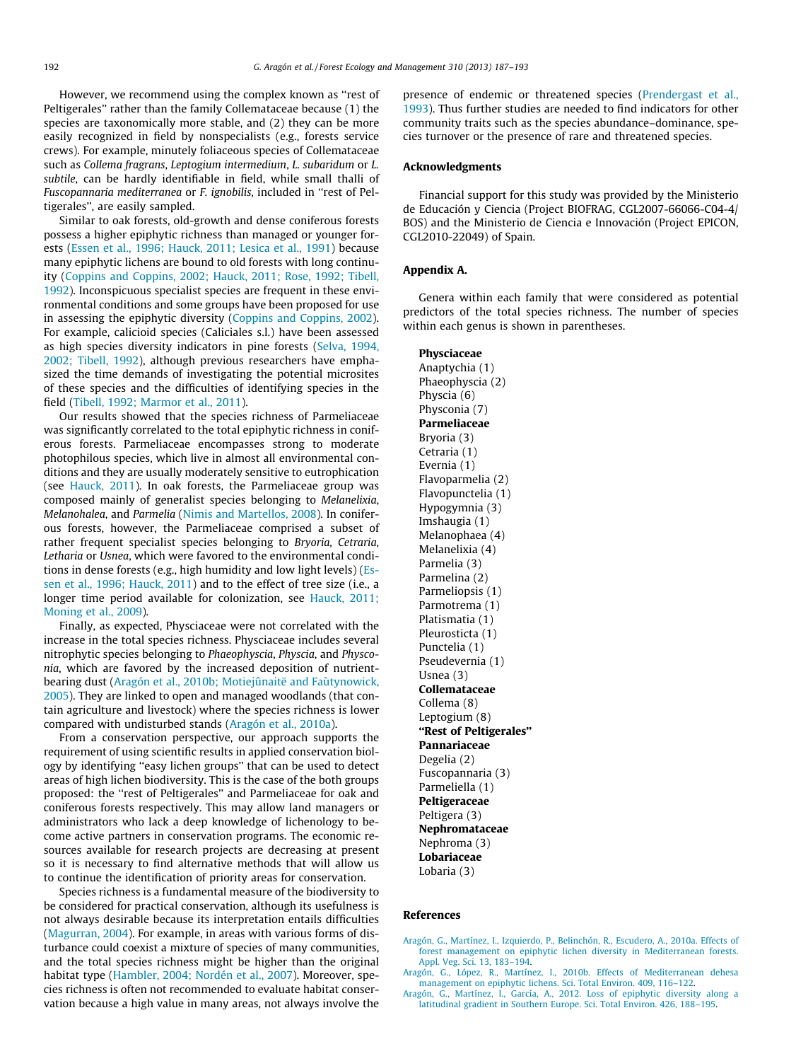However, we recommend using the complex known as ''rest of Peltigerales'' rather than the family Collemataceae because (1) the species are taxonomically more stable, and (2) they can be more easily recognized in field by nonspecialists (e.g., forests service crews). For example, minutely foliaceous species of Collemataceae such as *Collema fragrans*, *Leptogium intermedium*, *L. subaridum* or *L. subtile*, can be hardly identifiable in field, while small thalli of *Fuscopannaria mediterranea* or *F. ignobilis*, included in ''rest of Peltigerales'', are easily sampled.

Similar to oak forests, old-growth and dense coniferous forests possess a higher epiphytic richness than managed or younger forests (Essen et al., 1996; Hauck, 2011; Lesica et al., 1991) because many epiphytic lichens are bound to old forests with long continuity (Coppins and Coppins, 2002; Hauck, 2011; Rose, 1992; Tibell, 1992). Inconspicuous specialist species are frequent in these environmental conditions and some groups have been proposed for use in assessing the epiphytic diversity (Coppins and Coppins, 2002). For example, calicioid species (Caliciales s.l.) have been assessed as high species diversity indicators in pine forests (Selva, 1994, 2002; Tibell, 1992), although previous researchers have emphasized the time demands of investigating the potential microsites of these species and the difficulties of identifying species in the field (Tibell, 1992; Marmor et al., 2011).

Our results showed that the species richness of Parmeliaceae was significantly correlated to the total epiphytic richness in coniferous forests. Parmeliaceae encompasses strong to moderate photophilous species, which live in almost all environmental conditions and they are usually moderately sensitive to eutrophication (see Hauck, 2011). In oak forests, the Parmeliaceae group was composed mainly of generalist species belonging to *Melanelixia*, *Melanohalea*, and *Parmelia* (Nimis and Martellos, 2008). In coniferous forests, however, the Parmeliaceae comprised a subset of rather frequent specialist species belonging to *Bryoria*, *Cetraria*, *Letharia* or *Usnea*, which were favored to the environmental conditions in dense forests (e.g., high humidity and low light levels) (Essen et al., 1996; Hauck, 2011) and to the effect of tree size (i.e., a longer time period available for colonization, see Hauck, 2011; Moning et al., 2009).

Finally, as expected, Physciaceae were not correlated with the increase in the total species richness. Physciaceae includes several nitrophytic species belonging to *Phaeophyscia*, *Physcia*, and *Physconia*, which are favored by the increased deposition of nutrient-bearing dust (Aragón et al., 2010b; Motiejûnaitë and Faùtynowick, 2005). They are linked to open and managed woodlands (that contain agriculture and livestock) where the species richness is lower compared with undisturbed stands (Aragón et al., 2010a).

From a conservation perspective, our approach supports the requirement of using scientific results in applied conservation biology by identifying ''easy lichen groups'' that can be used to detect areas of high lichen biodiversity. This is the case of the both groups proposed: the ''rest of Peltigerales'' and Parmeliaceae for oak and coniferous forests respectively. This may allow land managers or administrators who lack a deep knowledge of lichenology to become active partners in conservation programs. The economic resources available for research projects are decreasing at present so it is necessary to find alternative methods that will allow us to continue the identification of priority areas for conservation.

Species richness is a fundamental measure of the biodiversity to be considered for practical conservation, although its usefulness is not always desirable because its interpretation entails difficulties (Magurran, 2004). For example, in areas with various forms of disturbance could coexist a mixture of species of many communities, and the total species richness might be higher than the original habitat type (Hambler, 2004; Nordén et al., 2007). Moreover, species richness is often not recommended to evaluate habitat conservation because a high value in many areas, not always involve the presence of endemic or threatened species (Prendergast et al., 1993). Thus further studies are needed to find indicators for other community traits such as the species abundance–dominance, species turnover or the presence of rare and threatened species.

## Acknowledgments

Financial support for this study was provided by the Ministerio de Educación y Ciencia (Project BIOFRAG, CGL2007-66066-C04-4/BOS) and the Ministerio de Ciencia e Innovación (Project EPICON, CGL2010-22049) of Spain.

## Appendix A.

Genera within each family that were considered as potential predictors of the total species richness. The number of species within each genus is shown in parentheses.

**Physciaceae**
Anaptychia (1)
Phaeophyscia (2)
Physcia (6)
Physconia (7)
**Parmeliaceae**
Bryoria (3)
Cetraria (1)
Evernia (1)
Flavoparmelia (2)
Flavopunctelia (1)
Hypogymnia (3)
Imshaugia (1)
Melanophaea (4)
Melanelixia (4)
Parmelia (3)
Parmelina (2)
Parmeliopsis (1)
Parmotrema (1)
Platismatia (1)
Pleurosticta (1)
Punctelia (1)
Pseudevernia (1)
Usnea (3)
**Collemataceae**
Collema (8)
Leptogium (8)
**''Rest of Peltigerales''**
**Pannariaceae**
Degelia (2)
Fuscopannaria (3)
Parmeliella (1)
**Peltigeraceae**
Peltigera (3)
**Nephromataceae**
Nephroma (3)
**Lobariaceae**
Lobaria (3)

## References

Aragón, G., Martínez, I., Izquierdo, P., Belinchón, R., Escudero, A., 2010a. Effects of forest management on epiphytic lichen diversity in Mediterranean forests. Appl. Veg. Sci. 13, 183–194.

Aragón, G., López, R., Martínez, I., 2010b. Effects of Mediterranean dehesa management on epiphytic lichens. Sci. Total Environ. 409, 116–122.

Aragón, G., Martínez, I., García, A., 2012. Loss of epiphytic diversity along a latitudinal gradient in Southern Europe. Sci. Total Environ. 426, 188–195.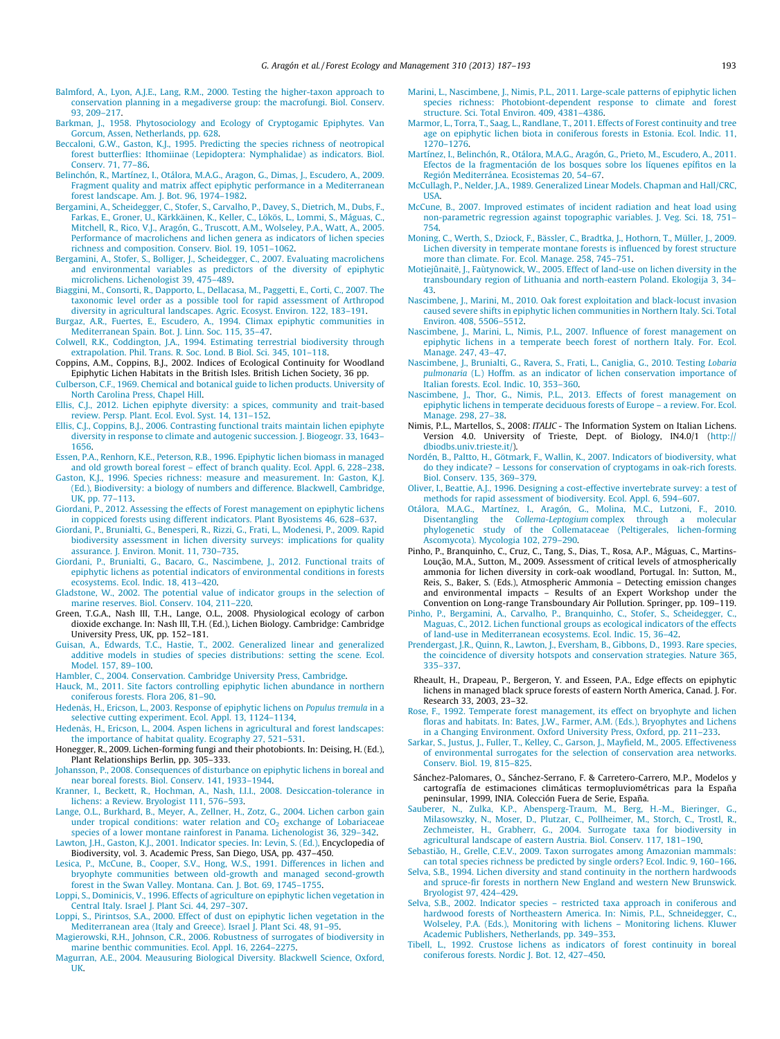Balmford, A., Lyon, A.J.E., Lang, R.M., 2000. Testing the higher-taxon approach to conservation planning in a megadiverse group: the macrofungi. Biol. Conserv. 93, 209–217.

Barkman, J., 1958. Phytosociology and Ecology of Cryptogamic Epiphytes. Van Gorcum, Assen, Netherlands, pp. 628.

Beccaloni, G.W., Gaston, K.J., 1995. Predicting the species richness of neotropical forest butterflies: Ithomiinae (Lepidoptera: Nymphalidae) as indicators. Biol. Conserv. 71, 77–86.

Belinchón, R., Martínez, I., Otálora, M.A.G., Aragon, G., Dimas, J., Escudero, A., 2009. Fragment quality and matrix affect epiphytic performance in a Mediterranean forest landscape. Am. J. Bot. 96, 1974–1982.

Bergamini, A., Scheidegger, C., Stofer, S., Carvalho, P., Davey, S., Dietrich, M., Dubs, F., Farkas, E., Groner, U., Kärkkäinen, K., Keller, C., Lökös, L., Lommi, S., Máguas, C., Mitchell, R., Rico, V.J., Aragón, G., Truscott, A.M., Wolseley, P.A., Watt, A., 2005. Performance of macrolichens and lichen genera as indicators of lichen species richness and composition. Conserv. Biol. 19, 1051–1062.

Bergamini, A., Stofer, S., Bolliger, J., Scheidegger, C., 2007. Evaluating macrolichens and environmental variables as predictors of the diversity of epiphytic microlichens. Lichenologist 39, 475–489.

Biaggini, M., Consorti, R., Dapporto, L., Dellacasa, M., Paggetti, E., Corti, C., 2007. The taxonomic level order as a possible tool for rapid assessment of Arthropod diversity in agricultural landscapes. Agric. Ecosyst. Environ. 122, 183–191.

Burgaz, A.R., Fuertes, E., Escudero, A., 1994. Climax epiphytic communities in Mediterranean Spain. Bot. J. Linn. Soc. 115, 35–47.

Colwell, R.K., Coddington, J.A., 1994. Estimating terrestrial biodiversity through extrapolation. Phil. Trans. R. Soc. Lond. B Biol. Sci. 345, 101–118.

Coppins, A.M., Coppins, B.J., 2002. Indices of Ecological Continuity for Woodland Epiphytic Lichen Habitats in the British Isles. British Lichen Society, 36 pp.

Culberson, C.F., 1969. Chemical and botanical guide to lichen products. University of North Carolina Press, Chapel Hill.

Ellis, C.J., 2012. Lichen epiphyte diversity: a spices, community and trait-based review. Persp. Plant. Ecol. Evol. Syst. 14, 131–152.

Ellis, C.J., Coppins, B.J., 2006. Contrasting functional traits maintain lichen epiphyte diversity in response to climate and autogenic succession. J. Biogeogr. 33, 1643–1656.

Essen, P.A., Renhorn, K.E., Peterson, R.B., 1996. Epiphytic lichen biomass in managed and old growth boreal forest – effect of branch quality. Ecol. Appl. 6, 228–238.

Gaston, K.J., 1996. Species richness: measure and measurement. In: Gaston, K.J. (Ed.), Biodiversity: a biology of numbers and difference. Blackwell, Cambridge, UK, pp. 77–113.

Giordani, P., 2012. Assessing the effects of Forest management on epiphytic lichens in coppiced forests using different indicators. Plant Biosystems 46, 628–637.

Giordani, P., Brunialti, G., Benesperi, R., Rizzi, G., Frati, L., Modenesi, P., 2009. Rapid biodiversity assessment in lichen diversity surveys: implications for quality assurance. J. Environ. Monit. 11, 730–735.

Giordani, P., Brunialti, G., Bacaro, G., Nascimbene, J., 2012. Functional traits of epiphytic lichens as potential indicators of environmental conditions in forests ecosystems. Ecol. Indic. 18, 413–420.

Gladstone, W., 2002. The potential value of indicator groups in the selection of marine reserves. Biol. Conserv. 104, 211–220.

Green, T.G.A., Nash III, T.H., Lange, O.L., 2008. Physiological ecology of carbon dioxide exchange. In: Nash III, T.H. (Ed.), Lichen Biology. Cambridge: Cambridge University Press, UK, pp. 152–181.

Guisan, A., Edwards, T.C., Hastie, T., 2002. Generalized linear and generalized additive models in studies of species distributions: setting the scene. Ecol. Model. 157, 89–100.

Hambler, C., 2004. Conservation. Cambridge University Press, Cambridge.

Hauck, M., 2011. Site factors controlling epiphytic lichen abundance in northern coniferous forests. Flora 206, 81–90.

Hedenås, H., Ericson, L., 2003. Response of epiphytic lichens on *Populus tremula* in a selective cutting experiment. Ecol. Appl. 13, 1124–1134.

Hedenås, H., Ericson, L., 2004. Aspen lichens in agricultural and forest landscapes: the importance of habitat quality. Ecography 27, 521–531.

Honegger, R., 2009. Lichen-forming fungi and their photobionts. In: Deising, H. (Ed.), Plant Relationships Berlin, pp. 305–333.

Johansson, P., 2008. Consequences of disturbance on epiphytic lichens in boreal and near boreal forests. Biol. Conserv. 141, 1933–1944.

Kranner, I., Beckett, R., Hochman, A., Nash, I.I.I., 2008. Desiccation-tolerance in lichens: a Review. Bryologist 111, 576–593.

Lange, O.L., Burkhard, B., Meyer, A., Zellner, H., Zotz, G., 2004. Lichen carbon gain under tropical conditions: water relation and $CO_2$ exchange of Lobariaceae species of a lower montane rainforest in Panama. Lichenologist 36, 329–342.

Lawton, J.H., Gaston, K.J., 2001. Indicator species. In: Levin, S. (Ed.), Encyclopedia of Biodiversity, vol. 3. Academic Press, San Diego, USA, pp. 437–450.

Lesica, P., McCune, B., Cooper, S.V., Hong, W.S., 1991. Differences in lichen and bryophyte communities between old-growth and managed second-growth forest in the Swan Valley. Montana. Can. J. Bot. 69, 1745–1755.

Loppi, S., Dominicis, V., 1996. Effects of agriculture on epiphytic lichen vegetation in Central Italy. Israel J. Plant Sci. 44, 297–307.

Loppi, S., Pirintsos, S.A., 2000. Effect of dust on epiphytic lichen vegetation in the Mediterranean area (Italy and Greece). Israel J. Plant Sci. 48, 91–95.

Magierowski, R.H., Johnson, C.R., 2006. Robustness of surrogates of biodiversity in marine benthic communities. Ecol. Appl. 16, 2264–2275.

Magurran, A.E., 2004. Meausuring Biological Diversity. Blackwell Science, Oxford, UK.

Marini, L., Nascimbene, J., Nimis, P.L., 2011. Large-scale patterns of epiphytic lichen species richness: Photobiont-dependent response to climate and forest structure. Sci. Total Environ. 409, 4381–4386.

Marmor, L., Torra, T., Saag, L., Randlane, T., 2011. Effects of Forest continuity and tree age on epiphytic lichen biota in coniferous forests in Estonia. Ecol. Indic. 11, 1270–1276.

Martínez, I., Belinchón, R., Otálora, M.A.G., Aragón, G., Prieto, M., Escudero, A., 2011. Efectos de la fragmentación de los bosques sobre los líquenes epífitos en la Región Mediterránea. Ecosistemas 20, 54–67.

McCullagh, P., Nelder, J.A., 1989. Generalized Linear Models. Chapman and Hall/CRC, USA.

McCune, B., 2007. Improved estimates of incident radiation and heat load using non-parametric regression against topographic variables. J. Veg. Sci. 18, 751–754.

Moning, C., Werth, S., Dziock, F., Bässler, C., Bradtka, J., Hothorn, T., Müller, J., 2009. Lichen diversity in temperate montane forests is influenced by forest structure more than climate. For. Ecol. Manage. 258, 745–751.

Motiejūnaitė, J., Faùtynowick, W., 2005. Effect of land-use on lichen diversity in the transboundary region of Lithuania and north-eastern Poland. Ekologija 3, 34–43.

Nascimbene, J., Marini, M., 2010. Oak forest exploitation and black-locust invasion caused severe shifts in epiphytic lichen communities in Northern Italy. Sci. Total Environ. 408, 5506–5512.

Nascimbene, J., Marini, L., Nimis, P.L., 2007. Influence of forest management on epiphytic lichens in a temperate beech forest of northern Italy. For. Ecol. Manage. 247, 43–47.

Nascimbene, J., Brunialti, G., Ravera, S., Frati, L., Caniglia, G., 2010. Testing *Lobaria pulmonaria* (L.) Hoffm. as an indicator of lichen conservation importance of Italian forests. Ecol. Indic. 10, 353–360.

Nascimbene, J., Thor, G., Nimis, P.L., 2013. Effects of forest management on epiphytic lichens in temperate deciduous forests of Europe – a review. For. Ecol. Manage. 298, 27–38.

Nimis, P.L., Martellos, S., 2008: *ITALIC* - The Information System on Italian Lichens. Version 4.0. University of Trieste, Dept. of Biology, IN4.0/1 (http://dbiodbs.univ.trieste.it/).

Nordén, B., Paltto, H., Götmark, F., Wallin, K., 2007. Indicators of biodiversity, what do they indicate? – Lessons for conservation of cryptogams in oak-rich forests. Biol. Conserv. 135, 369–379.

Oliver, I., Beattie, A.J., 1996. Designing a cost-effective invertebrate survey: a test of methods for rapid assessment of biodiversity. Ecol. Appl. 6, 594–607.

Otálora, M.A.G., Martínez, I., Aragón, G., Molina, M.C., Lutzoni, F., 2010. Disentangling the *Collema-Leptogium* complex through a molecular phylogenetic study of the Collemataceae (Peltigerales, lichen-forming Ascomycota). Mycologia 102, 279–290.

Pinho, P., Branquinho, C., Cruz, C., Tang, S., Dias, T., Rosa, A.P., Máguas, C., Martins-Loução, M.A., Sutton, M., 2009. Assessment of critical levels of atmospherically ammonia for lichen diversity in cork-oak woodland, Portugal. In: Sutton, M., Reis, S., Baker, S. (Eds.), Atmospheric Ammonia – Detecting emission changes and environmental impacts – Results of an Expert Workshop under the Convention on Long-range Transboundary Air Pollution. Springer, pp. 109–119.

Pinho, P., Bergamini, A., Carvalho, P., Branquinho, C., Stofer, S., Scheidegger, C., Maguas, C., 2012. Lichen functional groups as ecological indicators of the effects of land-use in Mediterranean ecosystems. Ecol. Indic. 15, 36–42.

Prendergast, J.R., Quinn, R., Lawton, J., Eversham, B., Gibbons, D., 1993. Rare species, the coincidence of diversity hotspots and conservation strategies. Nature 365, 335–337.

Rheault, H., Drapeau, P., Bergeron, Y. and Esseen, P.A., Edge effects on epiphytic lichens in managed black spruce forests of eastern North America, Canad. J. For. Research 33, 2003, 23–32.

Rose, F., 1992. Temperate forest management, its effect on bryophyte and lichen floras and habitats. In: Bates, J.W., Farmer, A.M. (Eds.), Bryophytes and Lichens in a Changing Environment. Oxford University Press, Oxford, pp. 211–233.

Sarkar, S., Justus, J., Fuller, T., Kelley, C., Garson, J., Mayfield, M., 2005. Effectiveness of environmental surrogates for the selection of conservation area networks. Conserv. Biol. 19, 815–825.

Sánchez-Palomares, O., Sánchez-Serrano, F. & Carretero-Carrero, M.P., Modelos y cartografía de estimaciones climáticas termopluviométricas para la España peninsular, 1999, INIA. Colección Fuera de Serie, España.

Sauberer, N., Zulka, K.P., Abensperg-Traum, M., Berg, H.-M., Bieringer, G., Milasowszky, N., Moser, D., Plutzar, C., Pollheimer, M., Storch, C., Trostl, R., Zechmeister, H., Grabherr, G., 2004. Surrogate taxa for biodiversity in agricultural landscape of eastern Austria. Biol. Conserv. 117, 181–190.

Sebastião, H., Grelle, C.E.V., 2009. Taxon surrogates among Amazonian mammals: can total species richness be predicted by single orders? Ecol. Indic. 9, 160–166.

Selva, S.B., 1994. Lichen diversity and stand continuity in the northern hardwoods and spruce-fir forests in northern New England and western New Brunswick. Bryologist 97, 424–429.

Selva, S.B., 2002. Indicator species – restricted taxa approach in coniferous and hardwood forests of Northeastern America. In: Nimis, P.L., Schneidegger, C., Wolseley, P.A. (Eds.), Monitoring with lichens – Monitoring lichens. Kluwer Academic Publishers, Netherlands, pp. 349–353.

Tibell, L., 1992. Crustose lichens as indicators of forest continuity in boreal coniferous forests. Nordic J. Bot. 12, 427–450.